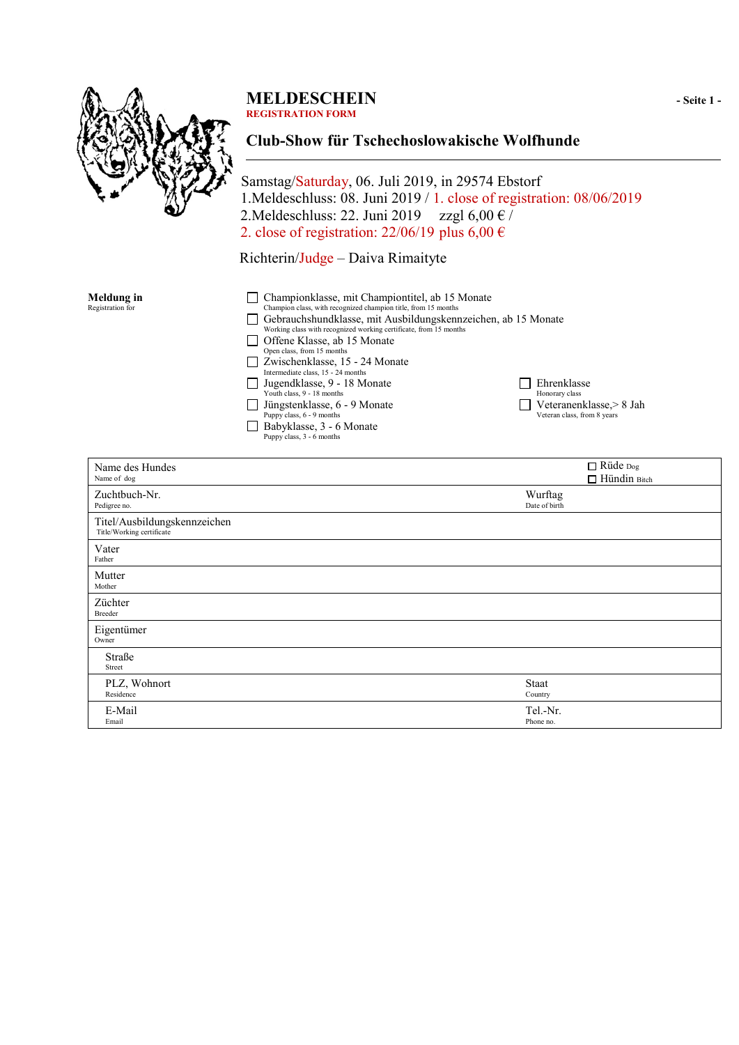# MELDESCHEIN

**REGISTRATION FORM**

## Club-Show für Tschechoslowakische Wolfhunde

Samstag/Saturday, 06. Juli 2019, in 29574 Ebstorf
1.Meldeschluss: 08. Juni 2019 / 1. close of registration: 08/06/2019
2.Meldeschluss: 22. Juni 2019 zzgl 6,00 € /
2. close of registration: 22/06/19 plus 6,00 €

Richterin/Judge – Daiva Rimaityte

**Meldung in**
Registration for

- ☐ Championklasse, mit Championtitel, ab 15 Monate
  Champion class, with recognized champion title, from 15 months
- ☐ Gebrauchshundklasse, mit Ausbildungskennzeichen, ab 15 Monate
  Working class with recognized working certificate, from 15 months
- ☐ Offene Klasse, ab 15 Monate
  Open class, from 15 months
- ☐ Zwischenklasse, 15 - 24 Monate
  Intermediate class, 15 - 24 months
- ☐ Jugendklasse, 9 - 18 Monate
  Youth class, 9 - 18 months
- ☐ Jüngstenklasse, 6 - 9 Monate
  Puppy class, 6 - 9 months
- ☐ Babyklasse, 3 - 6 Monate
  Puppy class, 3 - 6 months
- ☐ Ehrenklasse
  Honorary class
- ☐ Veteranenklasse,> 8 Jah
  Veteran class, from 8 years

| | |
|---|---|
| Name des Hundes<br>Name of dog | ☐ Rüde Dog<br>☐ Hündin Bitch |
| Zuchtbuch-Nr.<br>Pedigree no. | Wurftag<br>Date of birth |
| Titel/Ausbildungskennzeichen<br>Title/Working certificate | |
| Vater<br>Father | |
| Mutter<br>Mother | |
| Züchter<br>Breeder | |
| Eigentümer<br>Owner | |
| Straße<br>Street | |
| PLZ, Wohnort<br>Residence | Staat<br>Country |
| E-Mail<br>Email | Tel.-Nr.<br>Phone no. |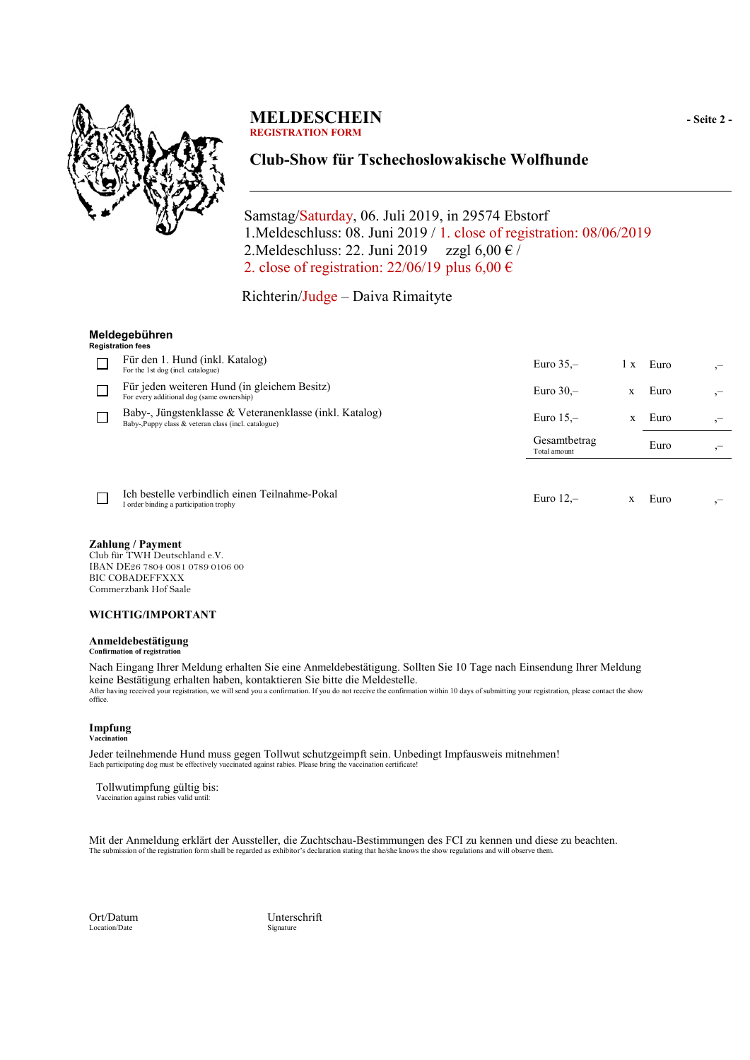# MELDESCHEIN
**REGISTRATION FORM**

## Club-Show für Tschechoslowakische Wolfhunde

Samstag/Saturday, 06. Juli 2019, in 29574 Ebstorf
1.Meldeschluss: 08. Juni 2019 / 1. close of registration: 08/06/2019
2.Meldeschluss: 22. Juni 2019 zzgl 6,00 € /
2. close of registration: 22/06/19 plus 6,00 €

Richterin/Judge – Daiva Rimaityte

### Meldegebühren
**Registration fees**

| | | | | | |
|---|---|---|---|---|---|
| ☐ | Für den 1. Hund (inkl. Katalog)<br>For the 1st dog (incl. catalogue) | Euro 35,– | 1 x | Euro | ,– |
| ☐ | Für jeden weiteren Hund (in gleichem Besitz)<br>For every additional dog (same ownership) | Euro 30,– | x | Euro | ,– |
| ☐ | Baby-, Jüngstenklasse & Veteranenklasse (inkl. Katalog)<br>Baby-,Puppy class & veteran class (incl. catalogue) | Euro 15,– | x | Euro | ,– |
| | | Gesamtbetrag<br>Total amount | | Euro | ,– |

| | | | | | |
|---|---|---|---|---|---|
| ☐ | Ich bestelle verbindlich einen Teilnahme-Pokal<br>I order binding a participation trophy | Euro 12,– | x | Euro | ,– |

**Zahlung / Payment**
Club für TWH Deutschland e.V.
IBAN DE26 7804 0081 0789 0106 00
BIC COBADEFFXXX
Commerzbank Hof Saale

**WICHTIG/IMPORTANT**

**Anmeldebestätigung**
**Confirmation of registration**

Nach Eingang Ihrer Meldung erhalten Sie eine Anmeldebestätigung. Sollten Sie 10 Tage nach Einsendung Ihrer Meldung keine Bestätigung erhalten haben, kontaktieren Sie bitte die Meldestelle.
After having received your registration, we will send you a confirmation. If you do not receive the confirmation within 10 days of submitting your registration, please contact the show office.

**Impfung**
**Vaccination**

Jeder teilnehmende Hund muss gegen Tollwut schutzgeimpft sein. Unbedingt Impfausweis mitnehmen!
Each participating dog must be effectively vaccinated against rabies. Please bring the vaccination certificate!

Tollwutimpfung gültig bis:
Vaccination against rabies valid until:

Mit der Anmeldung erklärt der Aussteller, die Zuchtschau-Bestimmungen des FCI zu kennen und diese zu beachten.
The submission of the registration form shall be regarded as exhibitor's declaration stating that he/she knows the show regulations and will observe them.

Ort/Datum
Location/Date

Unterschrift
Signature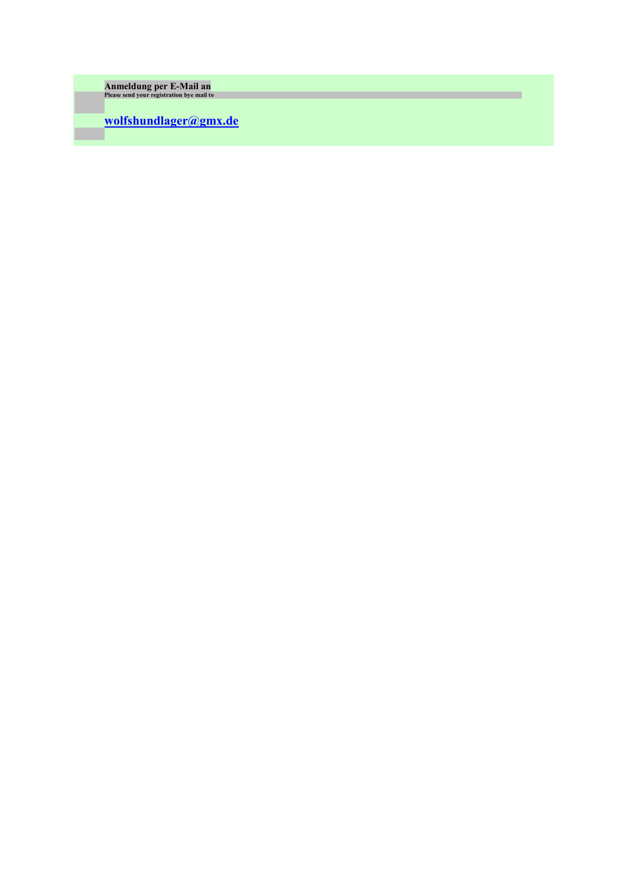**Anmeldung per E-Mail an**

**Please send your registration bye mail to**

**[wolfshundlager@gmx.de](mailto:wolfshundlager@gmx.de)**